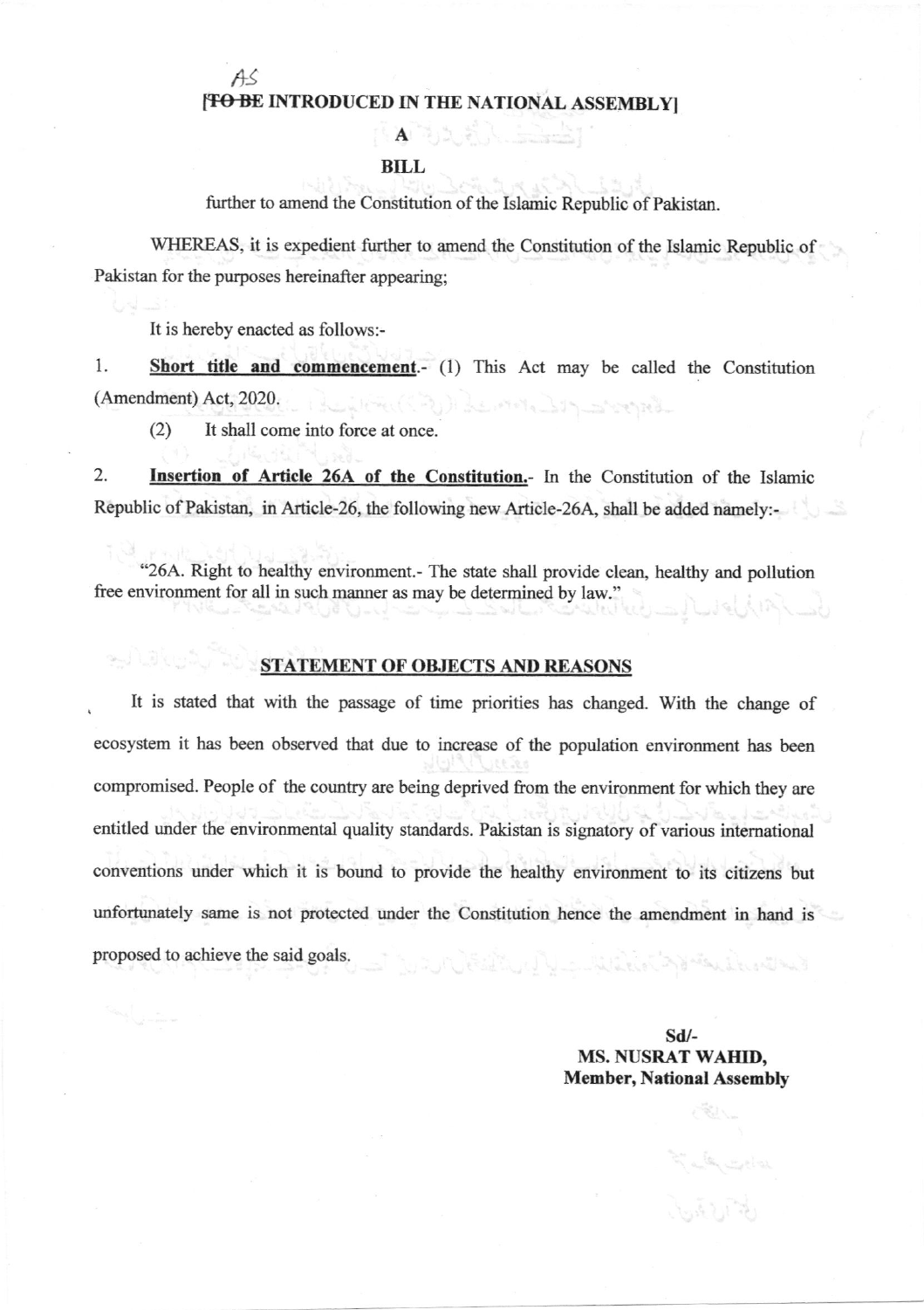AS

**[~~TO BE~~ INTRODUCED IN THE NATIONAL ASSEMBLY]**

**A**

**BILL**

further to amend the Constitution of the Islamic Republic of Pakistan.

WHEREAS, it is expedient further to amend the Constitution of the Islamic Republic of Pakistan for the purposes hereinafter appearing;

It is hereby enacted as follows:-

1. **Short title and commencement**.- (1) This Act may be called the Constitution (Amendment) Act, 2020.

   (2) It shall come into force at once.

2. **Insertion of Article 26A of the Constitution.**- In the Constitution of the Islamic Republic of Pakistan, in Article-26, the following new Article-26A, shall be added namely:-

"26A. Right to healthy environment.- The state shall provide clean, healthy and pollution free environment for all in such manner as may be determined by law."

## STATEMENT OF OBJECTS AND REASONS

It is stated that with the passage of time priorities has changed. With the change of ecosystem it has been observed that due to increase of the population environment has been compromised. People of the country are being deprived from the environment for which they are entitled under the environmental quality standards. Pakistan is signatory of various international conventions under which it is bound to provide the healthy environment to its citizens but unfortunately same is not protected under the Constitution hence the amendment in hand is proposed to achieve the said goals.

**Sd/-**
**MS. NUSRAT WAHID,**
**Member, National Assembly**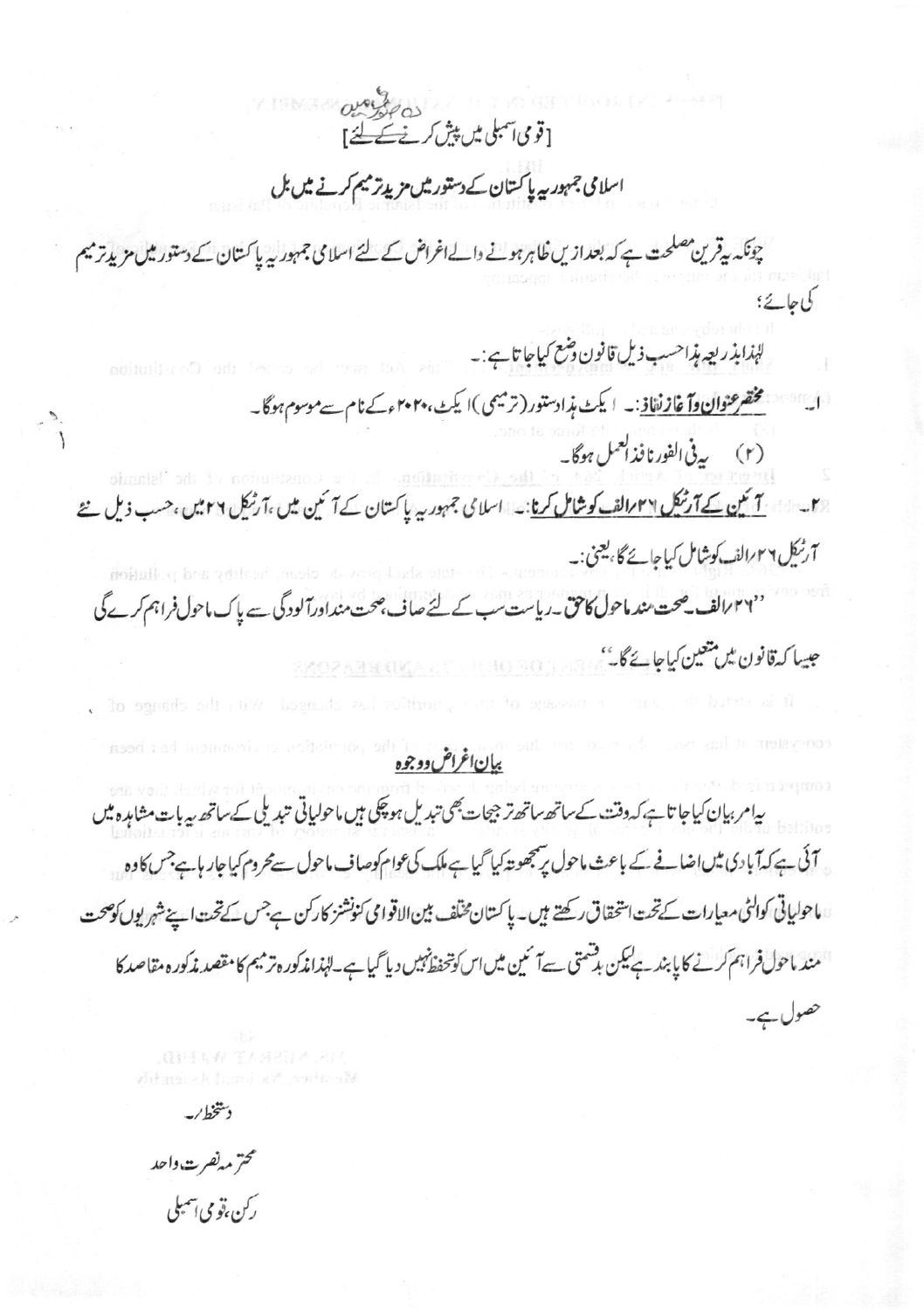[قومی اسمبلی میں پیش کرنے کے لئے]

## اسلامی جمہوریہ پاکستان کے دستور میں مزید ترمیم کرنے میں بل

چونکہ یہ قرین مصلحت ہے کہ بعدازیں ظاہر ہونے والے اغراض کے لئے اسلامی جمہوریہ پاکستان کے دستور میں مزید ترمیم کی جائے؛

لہٰذا بذریعہ ہذا حسب ذیل قانون وضع کیا جاتا ہے:۔

۱۔ **مختصر عنوان و آغاز نفاذ:۔** ایکٹ ہذا دستور (ترمیمی) ایکٹ، ۲۰۲۰ء کے نام سے موسوم ہوگا۔

(۲) یہ فی الفور نافذ العمل ہوگا۔

۲۔ **آئین کے آرٹیکل ۲۶/الف کو شامل کرنا:۔** اسلامی جمہوریہ پاکستان کے آئین میں، آرٹیکل ۲۶ میں، حسب ذیل نئے آرٹیکل ۲۶/الف کو شامل کیا جائے گا، یعنی:۔

"۲۶/الف۔ صحت مند ماحول کا حق۔ ریاست سب کے لئے صاف، صحت مند اور آلودگی سے پاک ماحول فراہم کرے گی جیسا کہ قانون میں متعین کیا جائے گا۔"

## بیان اغراض و وجوہ

یہ امر بیان کیا جاتا ہے، کہ وقت کے ساتھ ساتھ ترجیحات بھی تبدیل ہوچکی ہیں ماحولیاتی تبدیلی کے ساتھ یہ بات مشاہدہ میں آئی ہے کہ آبادی میں اضافے کے باعث ماحول پر سمجھوتہ کیا گیا ہے ملک کی عوام کو صاف ماحول سے محروم کیا جارہا ہے جس کا وہ ماحولیاتی کوالٹی معیارات کے تحت استحقاق رکھتے ہیں۔ پاکستان مختلف بین الاقوامی کنونشنز کا رکن ہے، جس کے تحت اپنے شہریوں کو صحت مند ماحول فراہم کرنے کا پابند ہے لیکن بدقسمتی سے آئین میں اس کو تحفظ نہیں دیا گیا ہے۔ لہٰذا مذکورہ ترمیم کا مقصد مذکورہ مقاصد کا حصول ہے۔

دستخط/۔

محترمہ نصرت واحد

رکن، قومی اسمبلی